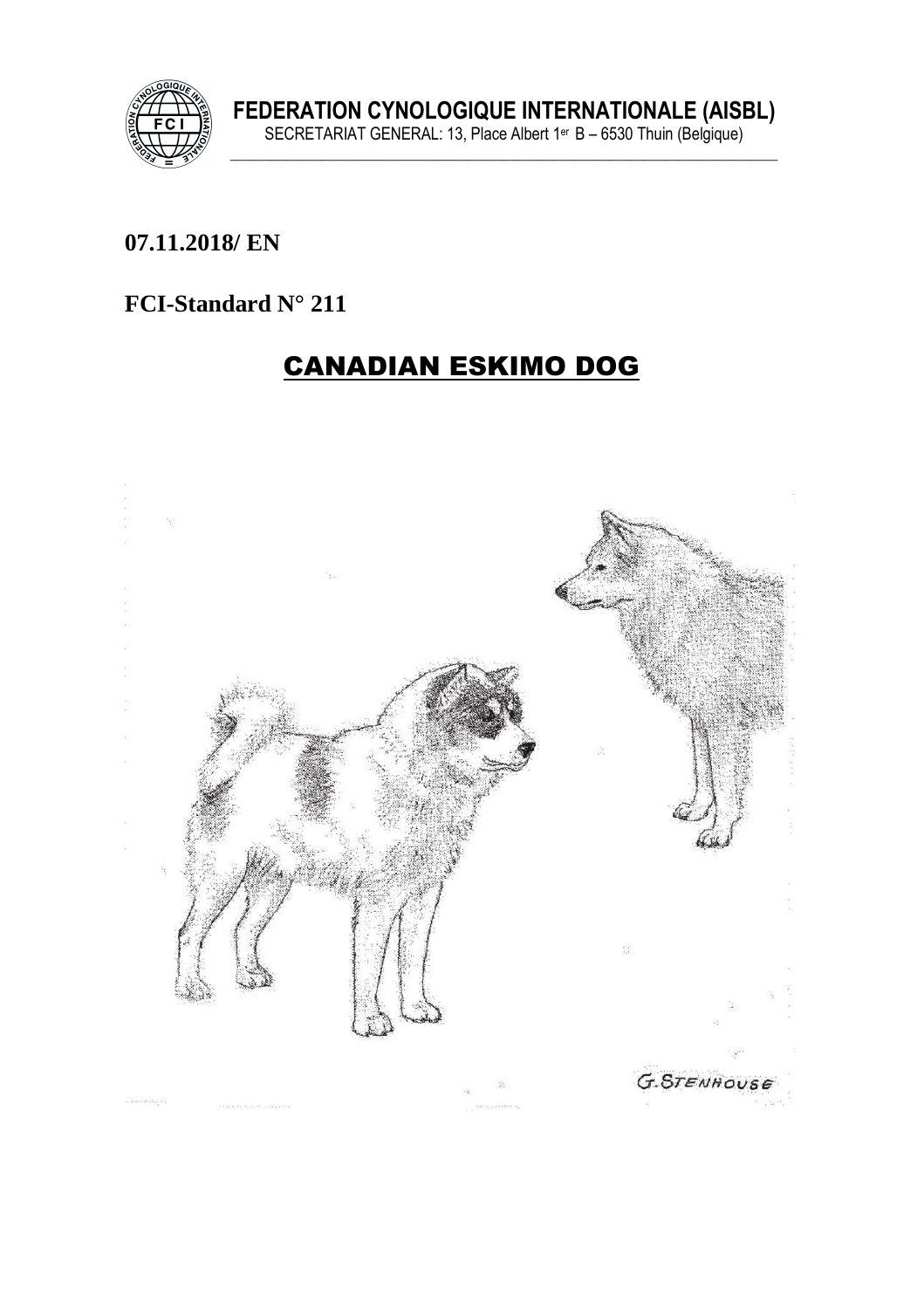**FEDERATION CYNOLOGIQUE INTERNATIONALE (AISBL)**
SECRETARIAT GENERAL: 13, Place Albert 1er B – 6530 Thuin (Belgique)

**07.11.2018/ EN**

**FCI-Standard N° 211**

# CANADIAN ESKIMO DOG

G.STENHOUSE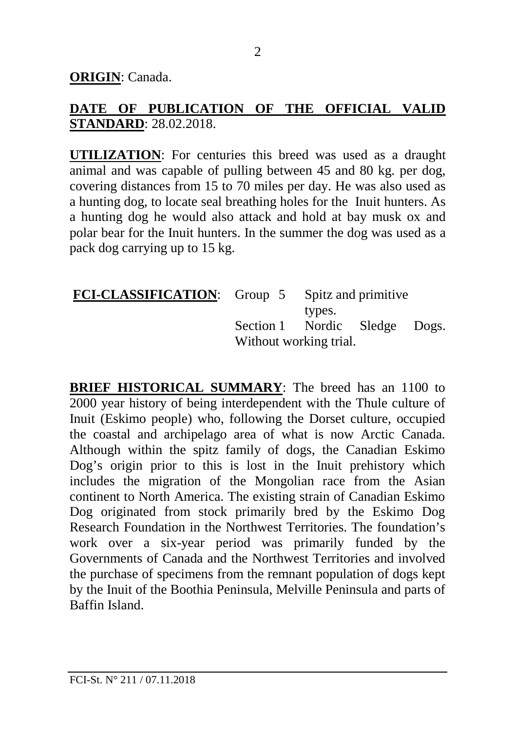**ORIGIN**: Canada.

**DATE OF PUBLICATION OF THE OFFICIAL VALID STANDARD**: 28.02.2018.

**UTILIZATION**: For centuries this breed was used as a draught animal and was capable of pulling between 45 and 80 kg. per dog, covering distances from 15 to 70 miles per day. He was also used as a hunting dog, to locate seal breathing holes for the Inuit hunters. As a hunting dog he would also attack and hold at bay musk ox and polar bear for the Inuit hunters. In the summer the dog was used as a pack dog carrying up to 15 kg.

**FCI-CLASSIFICATION**: Group 5 Spitz and primitive types.
Section 1 Nordic Sledge Dogs.
Without working trial.

**BRIEF HISTORICAL SUMMARY**: The breed has an 1100 to 2000 year history of being interdependent with the Thule culture of Inuit (Eskimo people) who, following the Dorset culture, occupied the coastal and archipelago area of what is now Arctic Canada. Although within the spitz family of dogs, the Canadian Eskimo Dog's origin prior to this is lost in the Inuit prehistory which includes the migration of the Mongolian race from the Asian continent to North America. The existing strain of Canadian Eskimo Dog originated from stock primarily bred by the Eskimo Dog Research Foundation in the Northwest Territories. The foundation's work over a six-year period was primarily funded by the Governments of Canada and the Northwest Territories and involved the purchase of specimens from the remnant population of dogs kept by the Inuit of the Boothia Peninsula, Melville Peninsula and parts of Baffin Island.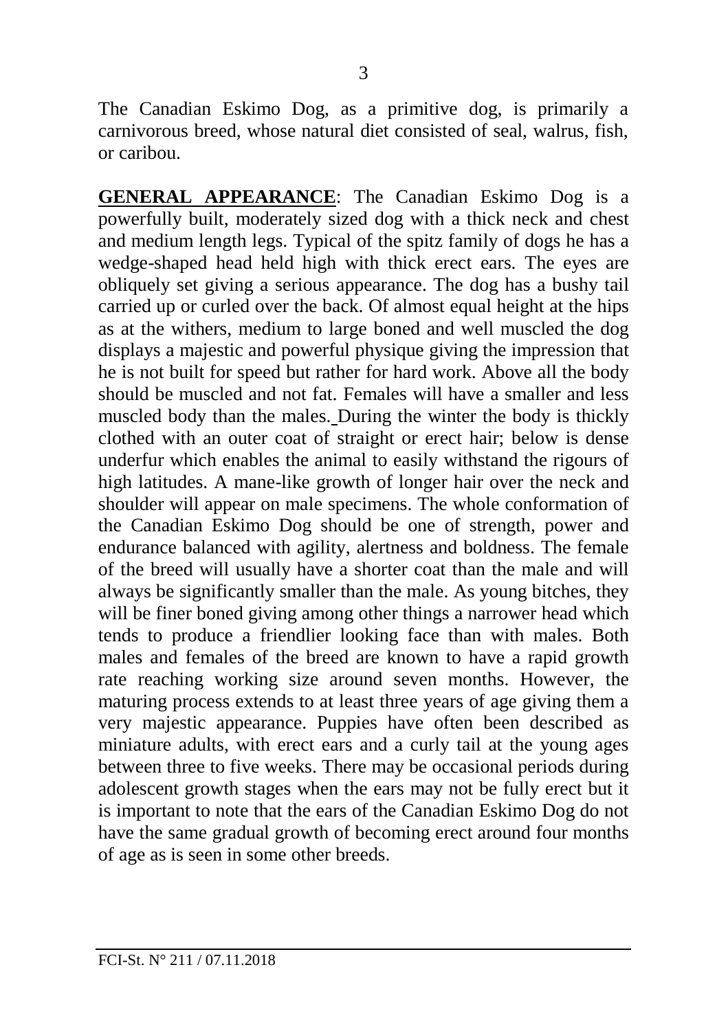The Canadian Eskimo Dog, as a primitive dog, is primarily a carnivorous breed, whose natural diet consisted of seal, walrus, fish, or caribou.

**GENERAL APPEARANCE**: The Canadian Eskimo Dog is a powerfully built, moderately sized dog with a thick neck and chest and medium length legs. Typical of the spitz family of dogs he has a wedge-shaped head held high with thick erect ears. The eyes are obliquely set giving a serious appearance. The dog has a bushy tail carried up or curled over the back. Of almost equal height at the hips as at the withers, medium to large boned and well muscled the dog displays a majestic and powerful physique giving the impression that he is not built for speed but rather for hard work. Above all the body should be muscled and not fat. Females will have a smaller and less muscled body than the males. During the winter the body is thickly clothed with an outer coat of straight or erect hair; below is dense underfur which enables the animal to easily withstand the rigours of high latitudes. A mane-like growth of longer hair over the neck and shoulder will appear on male specimens. The whole conformation of the Canadian Eskimo Dog should be one of strength, power and endurance balanced with agility, alertness and boldness. The female of the breed will usually have a shorter coat than the male and will always be significantly smaller than the male. As young bitches, they will be finer boned giving among other things a narrower head which tends to produce a friendlier looking face than with males. Both males and females of the breed are known to have a rapid growth rate reaching working size around seven months. However, the maturing process extends to at least three years of age giving them a very majestic appearance. Puppies have often been described as miniature adults, with erect ears and a curly tail at the young ages between three to five weeks. There may be occasional periods during adolescent growth stages when the ears may not be fully erect but it is important to note that the ears of the Canadian Eskimo Dog do not have the same gradual growth of becoming erect around four months of age as is seen in some other breeds.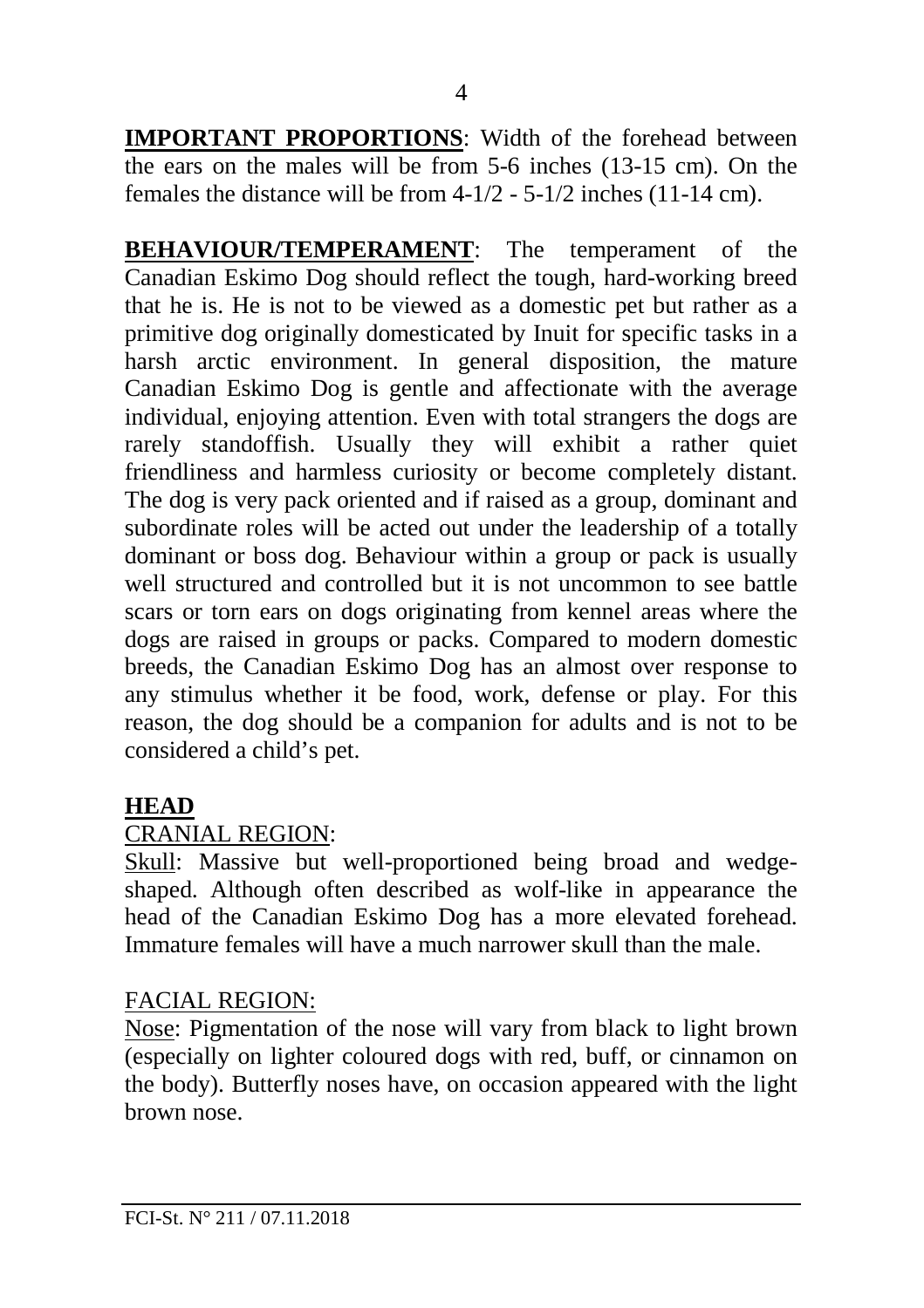**IMPORTANT PROPORTIONS**: Width of the forehead between the ears on the males will be from 5-6 inches (13-15 cm). On the females the distance will be from 4-1/2 - 5-1/2 inches (11-14 cm).

**BEHAVIOUR/TEMPERAMENT**: The temperament of the Canadian Eskimo Dog should reflect the tough, hard-working breed that he is. He is not to be viewed as a domestic pet but rather as a primitive dog originally domesticated by Inuit for specific tasks in a harsh arctic environment. In general disposition, the mature Canadian Eskimo Dog is gentle and affectionate with the average individual, enjoying attention. Even with total strangers the dogs are rarely standoffish. Usually they will exhibit a rather quiet friendliness and harmless curiosity or become completely distant. The dog is very pack oriented and if raised as a group, dominant and subordinate roles will be acted out under the leadership of a totally dominant or boss dog. Behaviour within a group or pack is usually well structured and controlled but it is not uncommon to see battle scars or torn ears on dogs originating from kennel areas where the dogs are raised in groups or packs. Compared to modern domestic breeds, the Canadian Eskimo Dog has an almost over response to any stimulus whether it be food, work, defense or play. For this reason, the dog should be a companion for adults and is not to be considered a child's pet.

## HEAD

CRANIAL REGION:

Skull: Massive but well-proportioned being broad and wedge-shaped. Although often described as wolf-like in appearance the head of the Canadian Eskimo Dog has a more elevated forehead. Immature females will have a much narrower skull than the male.

FACIAL REGION:

Nose: Pigmentation of the nose will vary from black to light brown (especially on lighter coloured dogs with red, buff, or cinnamon on the body). Butterfly noses have, on occasion appeared with the light brown nose.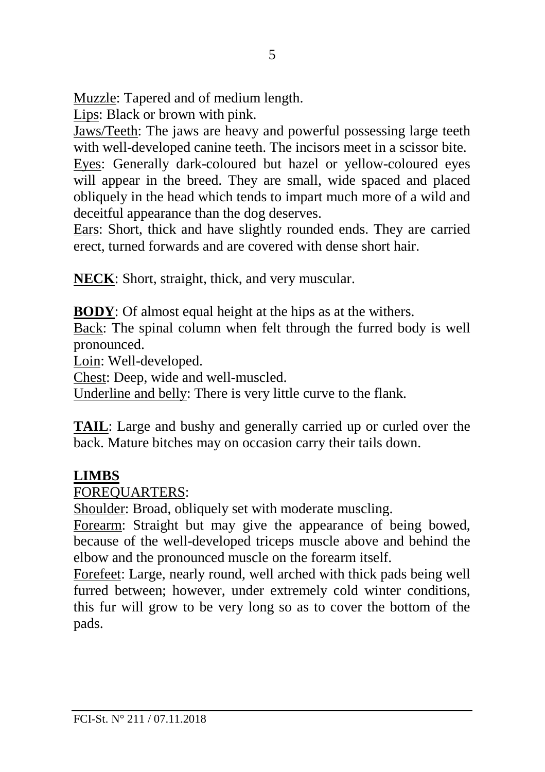Muzzle: Tapered and of medium length.
Lips: Black or brown with pink.
Jaws/Teeth: The jaws are heavy and powerful possessing large teeth with well-developed canine teeth. The incisors meet in a scissor bite.
Eyes: Generally dark-coloured but hazel or yellow-coloured eyes will appear in the breed. They are small, wide spaced and placed obliquely in the head which tends to impart much more of a wild and deceitful appearance than the dog deserves.
Ears: Short, thick and have slightly rounded ends. They are carried erect, turned forwards and are covered with dense short hair.

**NECK**: Short, straight, thick, and very muscular.

**BODY**: Of almost equal height at the hips as at the withers.
Back: The spinal column when felt through the furred body is well pronounced.
Loin: Well-developed.
Chest: Deep, wide and well-muscled.
Underline and belly: There is very little curve to the flank.

**TAIL**: Large and bushy and generally carried up or curled over the back. Mature bitches may on occasion carry their tails down.

**LIMBS**

FOREQUARTERS:

Shoulder: Broad, obliquely set with moderate muscling.
Forearm: Straight but may give the appearance of being bowed, because of the well-developed triceps muscle above and behind the elbow and the pronounced muscle on the forearm itself.
Forefeet: Large, nearly round, well arched with thick pads being well furred between; however, under extremely cold winter conditions, this fur will grow to be very long so as to cover the bottom of the pads.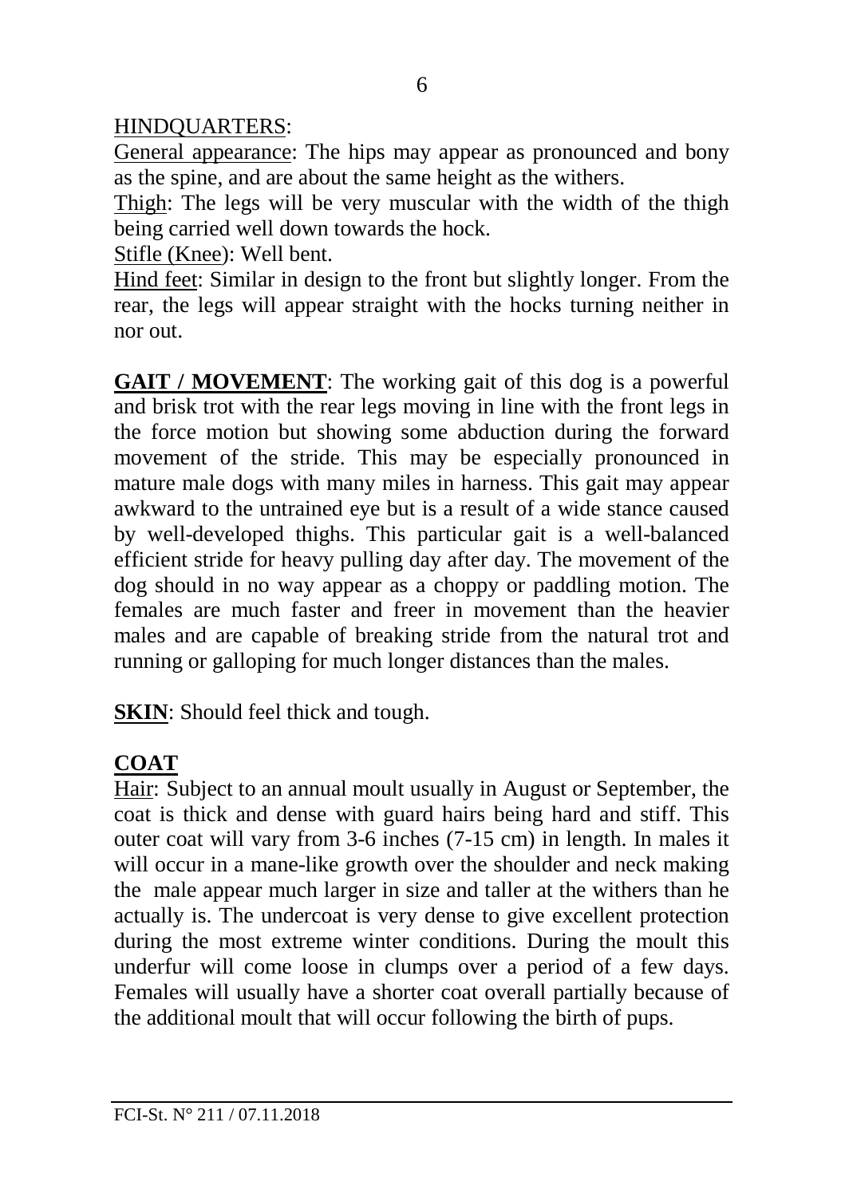HINDQUARTERS:

General appearance: The hips may appear as pronounced and bony as the spine, and are about the same height as the withers.

Thigh: The legs will be very muscular with the width of the thigh being carried well down towards the hock.

Stifle (Knee): Well bent.

Hind feet: Similar in design to the front but slightly longer. From the rear, the legs will appear straight with the hocks turning neither in nor out.

**GAIT / MOVEMENT**: The working gait of this dog is a powerful and brisk trot with the rear legs moving in line with the front legs in the force motion but showing some abduction during the forward movement of the stride. This may be especially pronounced in mature male dogs with many miles in harness. This gait may appear awkward to the untrained eye but is a result of a wide stance caused by well-developed thighs. This particular gait is a well-balanced efficient stride for heavy pulling day after day. The movement of the dog should in no way appear as a choppy or paddling motion. The females are much faster and freer in movement than the heavier males and are capable of breaking stride from the natural trot and running or galloping for much longer distances than the males.

**SKIN**: Should feel thick and tough.

**COAT**

Hair: Subject to an annual moult usually in August or September, the coat is thick and dense with guard hairs being hard and stiff. This outer coat will vary from 3-6 inches (7-15 cm) in length. In males it will occur in a mane-like growth over the shoulder and neck making the male appear much larger in size and taller at the withers than he actually is. The undercoat is very dense to give excellent protection during the most extreme winter conditions. During the moult this underfur will come loose in clumps over a period of a few days. Females will usually have a shorter coat overall partially because of the additional moult that will occur following the birth of pups.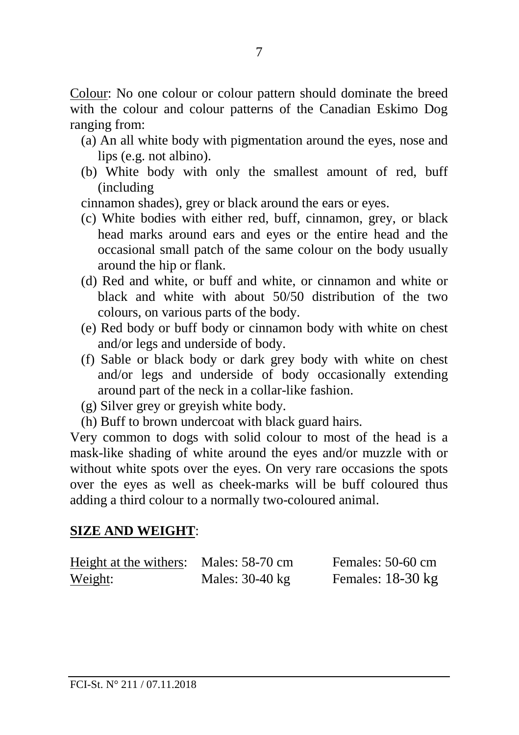Colour: No one colour or colour pattern should dominate the breed with the colour and colour patterns of the Canadian Eskimo Dog ranging from:

(a) An all white body with pigmentation around the eyes, nose and lips (e.g. not albino).

(b) White body with only the smallest amount of red, buff (including cinnamon shades), grey or black around the ears or eyes.

(c) White bodies with either red, buff, cinnamon, grey, or black head marks around ears and eyes or the entire head and the occasional small patch of the same colour on the body usually around the hip or flank.

(d) Red and white, or buff and white, or cinnamon and white or black and white with about 50/50 distribution of the two colours, on various parts of the body.

(e) Red body or buff body or cinnamon body with white on chest and/or legs and underside of body.

(f) Sable or black body or dark grey body with white on chest and/or legs and underside of body occasionally extending around part of the neck in a collar-like fashion.

(g) Silver grey or greyish white body.

(h) Buff to brown undercoat with black guard hairs.

Very common to dogs with solid colour to most of the head is a mask-like shading of white around the eyes and/or muzzle with or without white spots over the eyes. On very rare occasions the spots over the eyes as well as cheek-marks will be buff coloured thus adding a third colour to a normally two-coloured animal.

## **SIZE AND WEIGHT**:

| | | |
|---|---|---|
| Height at the withers: | Males: 58-70 cm | Females: 50-60 cm |
| Weight: | Males: 30-40 kg | Females: 18-30 kg |

FCI-St. N° 211 / 07.11.2018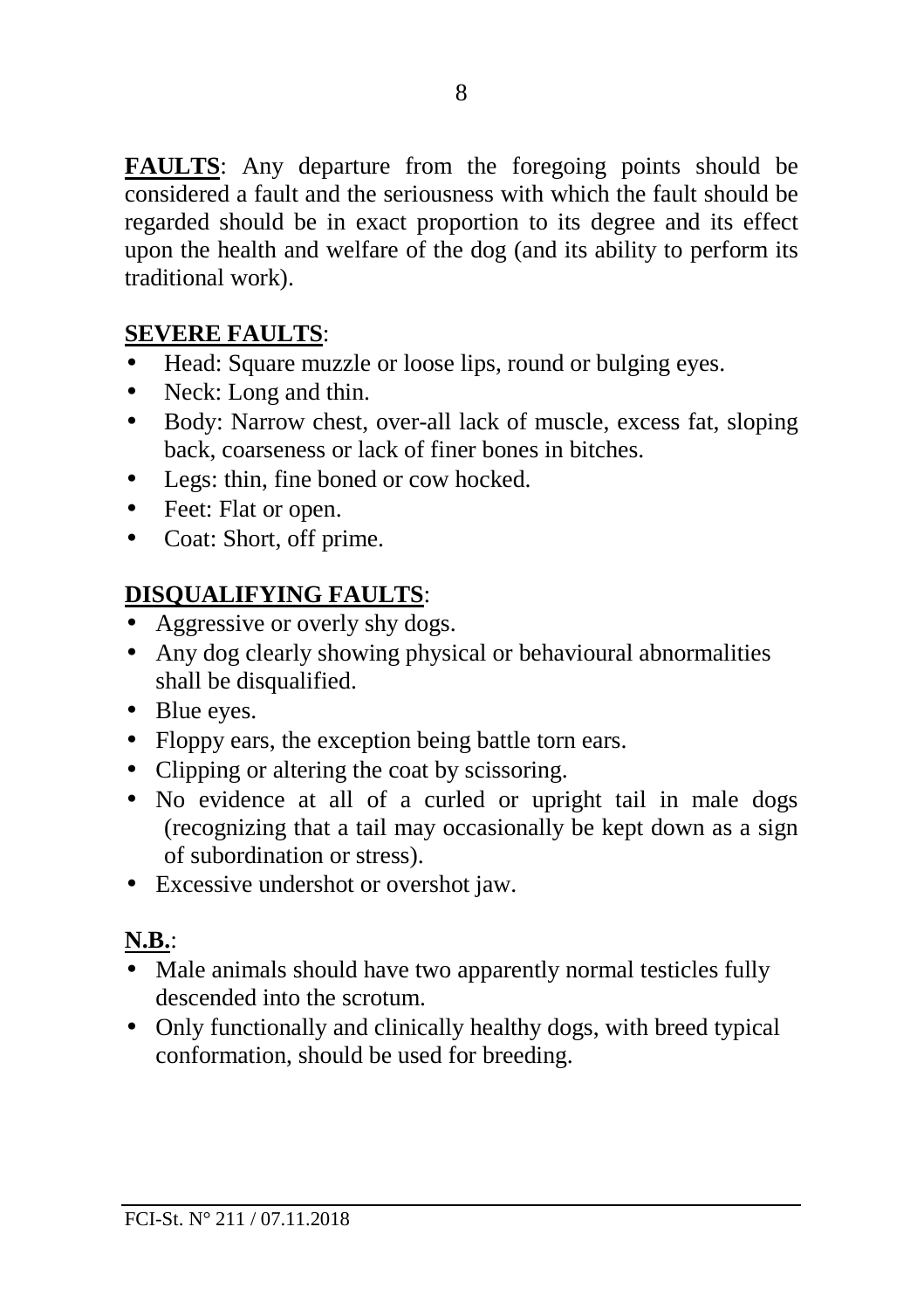**FAULTS**: Any departure from the foregoing points should be considered a fault and the seriousness with which the fault should be regarded should be in exact proportion to its degree and its effect upon the health and welfare of the dog (and its ability to perform its traditional work).

**SEVERE FAULTS**:

- Head: Square muzzle or loose lips, round or bulging eyes.
- Neck: Long and thin.
- Body: Narrow chest, over-all lack of muscle, excess fat, sloping back, coarseness or lack of finer bones in bitches.
- Legs: thin, fine boned or cow hocked.
- Feet: Flat or open.
- Coat: Short, off prime.

**DISQUALIFYING FAULTS**:

- Aggressive or overly shy dogs.
- Any dog clearly showing physical or behavioural abnormalities shall be disqualified.
- Blue eyes.
- Floppy ears, the exception being battle torn ears.
- Clipping or altering the coat by scissoring.
- No evidence at all of a curled or upright tail in male dogs (recognizing that a tail may occasionally be kept down as a sign of subordination or stress).
- Excessive undershot or overshot jaw.

**N.B.**:

- Male animals should have two apparently normal testicles fully descended into the scrotum.
- Only functionally and clinically healthy dogs, with breed typical conformation, should be used for breeding.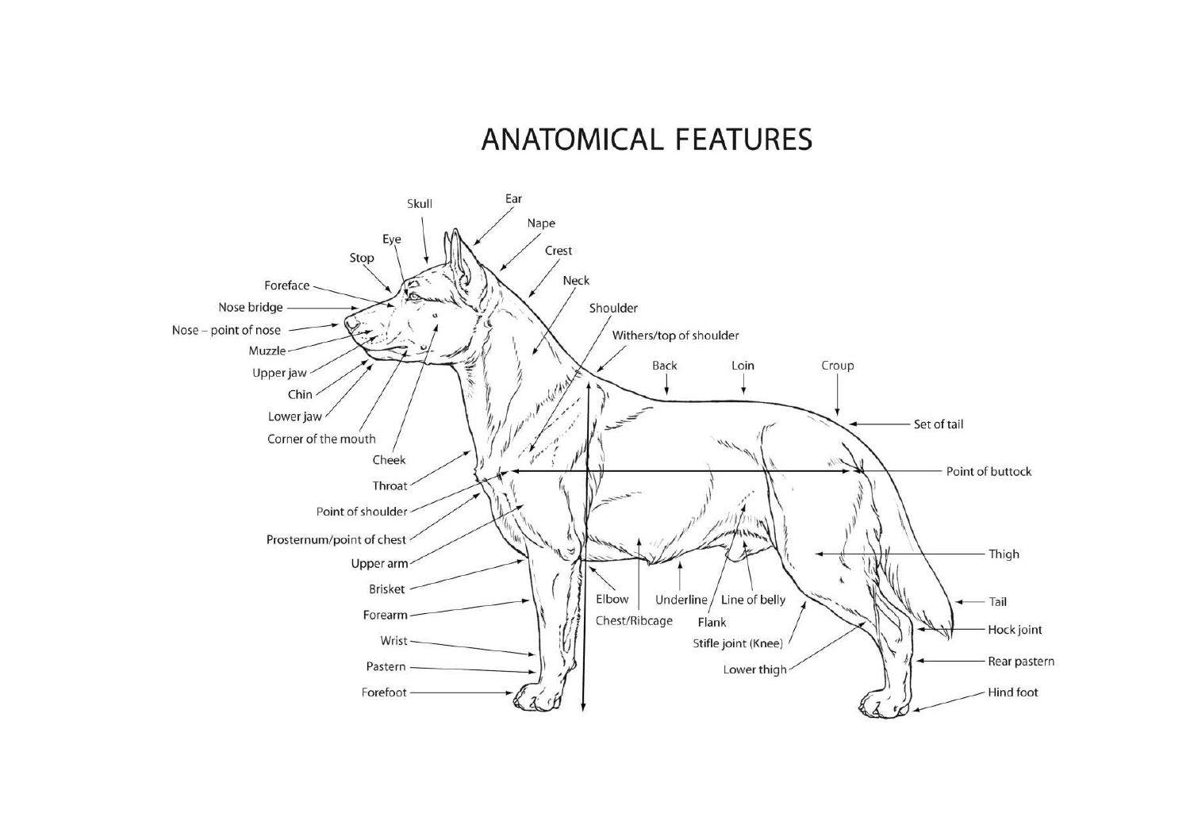# ANATOMICAL FEATURES

Skull
Ear
Nape
Eye
Crest
Stop
Neck
Foreface
Nose bridge
Shoulder
Nose – point of nose
Withers/top of shoulder
Muzzle
Back
Loin
Croup
Upper jaw
Chin
Set of tail
Lower jaw
Corner of the mouth
Cheek
Point of buttock
Throat
Point of shoulder
Prosternum/point of chest
Thigh
Upper arm
Brisket
Elbow
Underline
Line of belly
Tail
Forearm
Chest/Ribcage
Flank
Hock joint
Wrist
Stifle joint (Knee)
Rear pastern
Pastern
Lower thigh
Forefoot
Hind foot